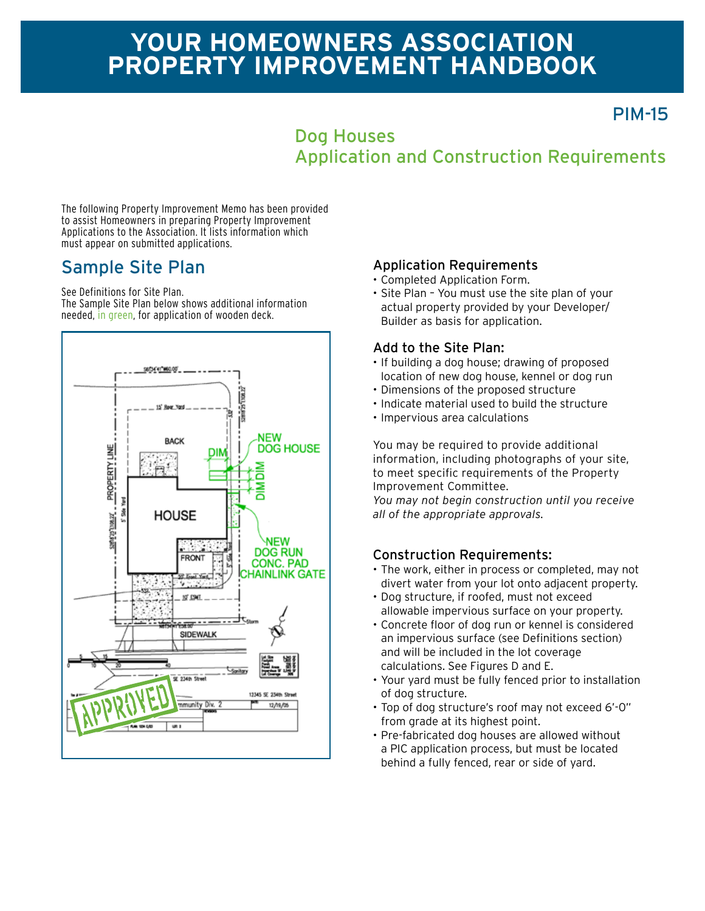# YOUR HOMEOWNERS ASSOCIATION PROPERTY IMPROVEMENT HANDBOOK

PIM-15

## Dog Houses Application and Construction Requirements

The following Property Improvement Memo has been provided to assist Homeowners in preparing Property Improvement Applications to the Association. It lists information which must appear on submitted applications.

## Sample Site Plan

See Definitions for Site Plan.
The Sample Site Plan below shows additional information needed, in green, for application of wooden deck.

### Application Requirements

- Completed Application Form.
- Site Plan – You must use the site plan of your actual property provided by your Developer/ Builder as basis for application.

### Add to the Site Plan:

- If building a dog house; drawing of proposed location of new dog house, kennel or dog run
- Dimensions of the proposed structure
- Indicate material used to build the structure
- Impervious area calculations

You may be required to provide additional information, including photographs of your site, to meet specific requirements of the Property Improvement Committee.
*You may not begin construction until you receive all of the appropriate approvals.*

### Construction Requirements:

- The work, either in process or completed, may not divert water from your lot onto adjacent property.
- Dog structure, if roofed, must not exceed allowable impervious surface on your property.
- Concrete floor of dog run or kennel is considered an impervious surface (see Definitions section) and will be included in the lot coverage calculations. See Figures D and E.
- Your yard must be fully fenced prior to installation of dog structure.
- Top of dog structure's roof may not exceed 6'-0" from grade at its highest point.
- Pre-fabricated dog houses are allowed without a PIC application process, but must be located behind a fully fenced, rear or side of yard.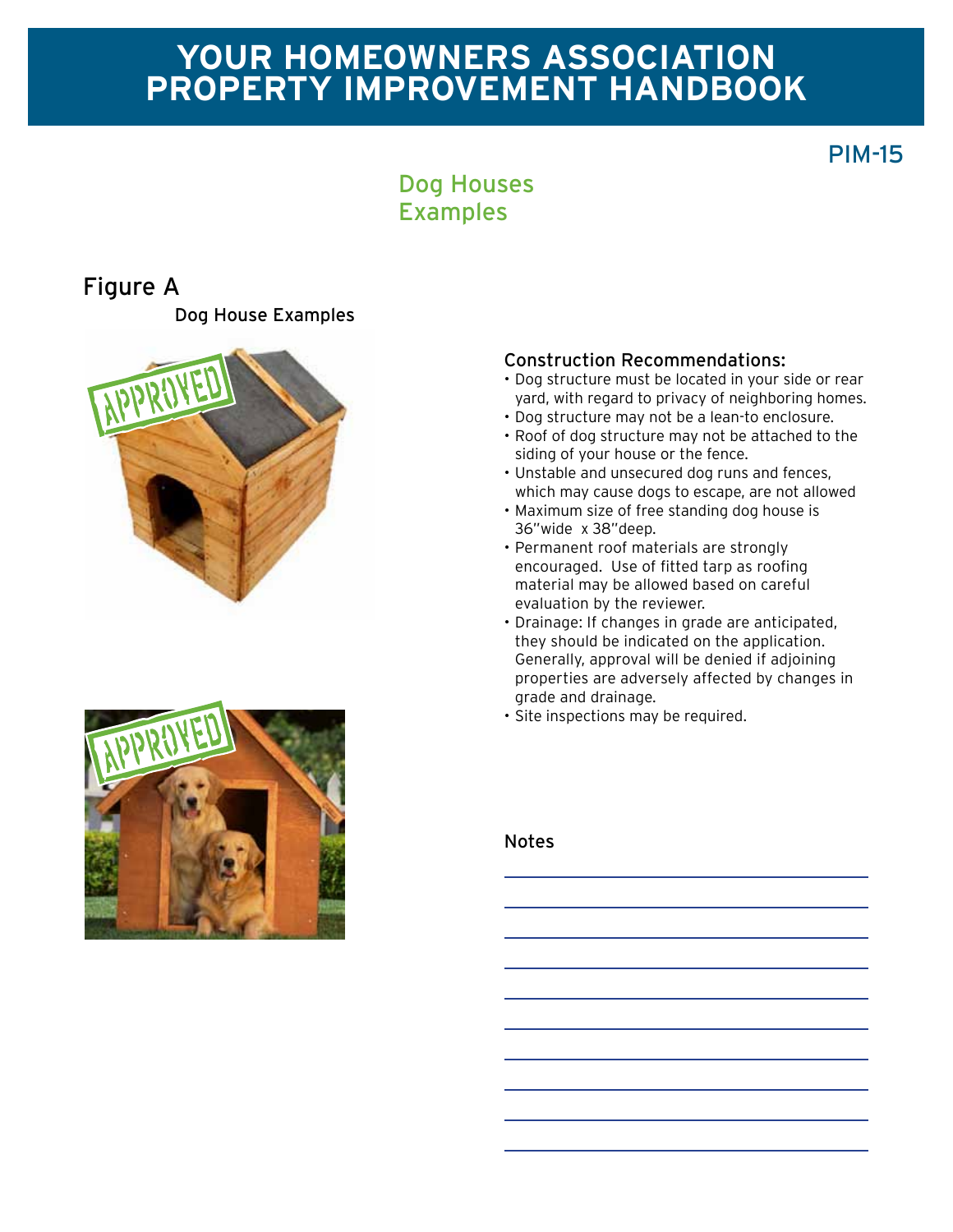# YOUR HOMEOWNERS ASSOCIATION PROPERTY IMPROVEMENT HANDBOOK

PIM-15

## Dog Houses Examples

### Figure A

Dog House Examples

### Construction Recommendations:

- Dog structure must be located in your side or rear yard, with regard to privacy of neighboring homes.
- Dog structure may not be a lean-to enclosure.
- Roof of dog structure may not be attached to the siding of your house or the fence.
- Unstable and unsecured dog runs and fences, which may cause dogs to escape, are not allowed
- Maximum size of free standing dog house is 36"wide x 38"deep.
- Permanent roof materials are strongly encouraged. Use of fitted tarp as roofing material may be allowed based on careful evaluation by the reviewer.
- Drainage: If changes in grade are anticipated, they should be indicated on the application. Generally, approval will be denied if adjoining properties are adversely affected by changes in grade and drainage.
- Site inspections may be required.

### Notes